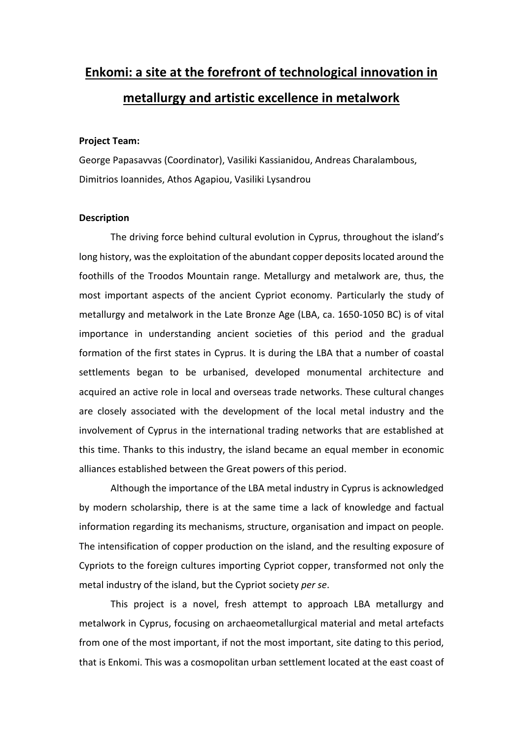# Enkomi: a site at the forefront of technological innovation in metallurgy and artistic excellence in metalwork

**Project Team:**

George Papasavvas (Coordinator), Vasiliki Kassianidou, Andreas Charalambous, Dimitrios Ioannides, Athos Agapiou, Vasiliki Lysandrou

**Description**

The driving force behind cultural evolution in Cyprus, throughout the island's long history, was the exploitation of the abundant copper deposits located around the foothills of the Troodos Mountain range. Metallurgy and metalwork are, thus, the most important aspects of the ancient Cypriot economy. Particularly the study of metallurgy and metalwork in the Late Bronze Age (LBA, ca. 1650-1050 BC) is of vital importance in understanding ancient societies of this period and the gradual formation of the first states in Cyprus. It is during the LBA that a number of coastal settlements began to be urbanised, developed monumental architecture and acquired an active role in local and overseas trade networks. These cultural changes are closely associated with the development of the local metal industry and the involvement of Cyprus in the international trading networks that are established at this time. Thanks to this industry, the island became an equal member in economic alliances established between the Great powers of this period.

Although the importance of the LBA metal industry in Cyprus is acknowledged by modern scholarship, there is at the same time a lack of knowledge and factual information regarding its mechanisms, structure, organisation and impact on people. The intensification of copper production on the island, and the resulting exposure of Cypriots to the foreign cultures importing Cypriot copper, transformed not only the metal industry of the island, but the Cypriot society *per se*.

This project is a novel, fresh attempt to approach LBA metallurgy and metalwork in Cyprus, focusing on archaeometallurgical material and metal artefacts from one of the most important, if not the most important, site dating to this period, that is Enkomi. This was a cosmopolitan urban settlement located at the east coast of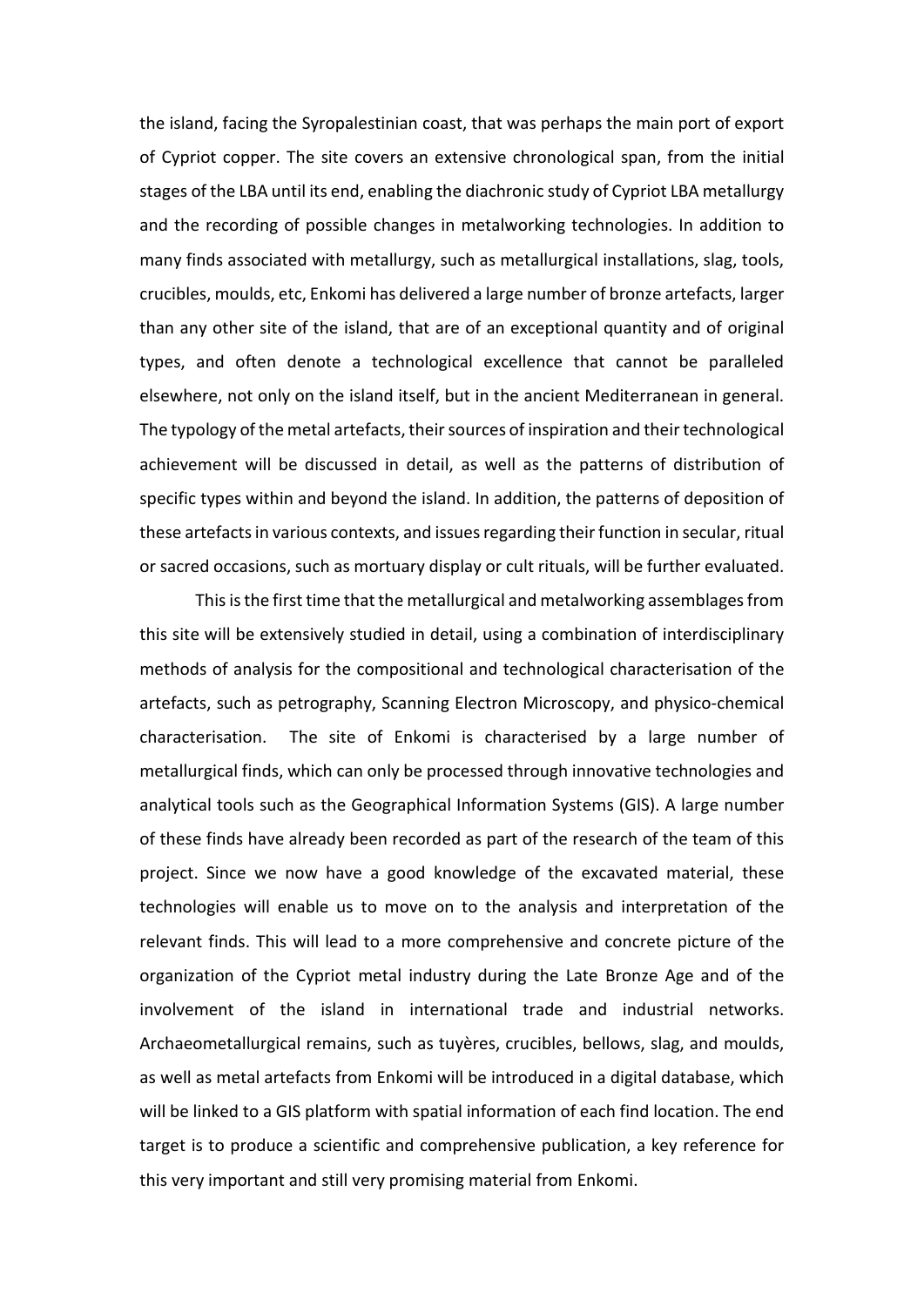the island, facing the Syropalestinian coast, that was perhaps the main port of export of Cypriot copper. The site covers an extensive chronological span, from the initial stages of the LBA until its end, enabling the diachronic study of Cypriot LBA metallurgy and the recording of possible changes in metalworking technologies. In addition to many finds associated with metallurgy, such as metallurgical installations, slag, tools, crucibles, moulds, etc, Enkomi has delivered a large number of bronze artefacts, larger than any other site of the island, that are of an exceptional quantity and of original types, and often denote a technological excellence that cannot be paralleled elsewhere, not only on the island itself, but in the ancient Mediterranean in general. The typology of the metal artefacts, their sources of inspiration and their technological achievement will be discussed in detail, as well as the patterns of distribution of specific types within and beyond the island. In addition, the patterns of deposition of these artefacts in various contexts, and issues regarding their function in secular, ritual or sacred occasions, such as mortuary display or cult rituals, will be further evaluated.

This is the first time that the metallurgical and metalworking assemblages from this site will be extensively studied in detail, using a combination of interdisciplinary methods of analysis for the compositional and technological characterisation of the artefacts, such as petrography, Scanning Electron Microscopy, and physico-chemical characterisation. The site of Enkomi is characterised by a large number of metallurgical finds, which can only be processed through innovative technologies and analytical tools such as the Geographical Information Systems (GIS). A large number of these finds have already been recorded as part of the research of the team of this project. Since we now have a good knowledge of the excavated material, these technologies will enable us to move on to the analysis and interpretation of the relevant finds. This will lead to a more comprehensive and concrete picture of the organization of the Cypriot metal industry during the Late Bronze Age and of the involvement of the island in international trade and industrial networks. Archaeometallurgical remains, such as tuyères, crucibles, bellows, slag, and moulds, as well as metal artefacts from Enkomi will be introduced in a digital database, which will be linked to a GIS platform with spatial information of each find location. The end target is to produce a scientific and comprehensive publication, a key reference for this very important and still very promising material from Enkomi.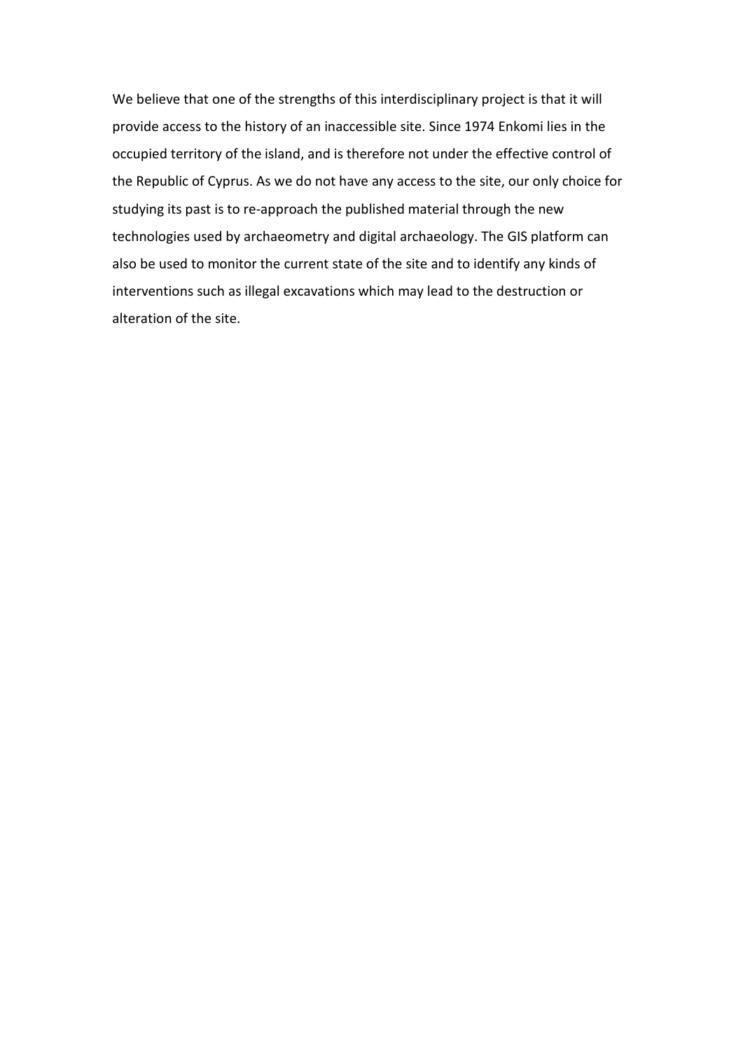We believe that one of the strengths of this interdisciplinary project is that it will provide access to the history of an inaccessible site. Since 1974 Enkomi lies in the occupied territory of the island, and is therefore not under the effective control of the Republic of Cyprus. As we do not have any access to the site, our only choice for studying its past is to re-approach the published material through the new technologies used by archaeometry and digital archaeology. The GIS platform can also be used to monitor the current state of the site and to identify any kinds of interventions such as illegal excavations which may lead to the destruction or alteration of the site.